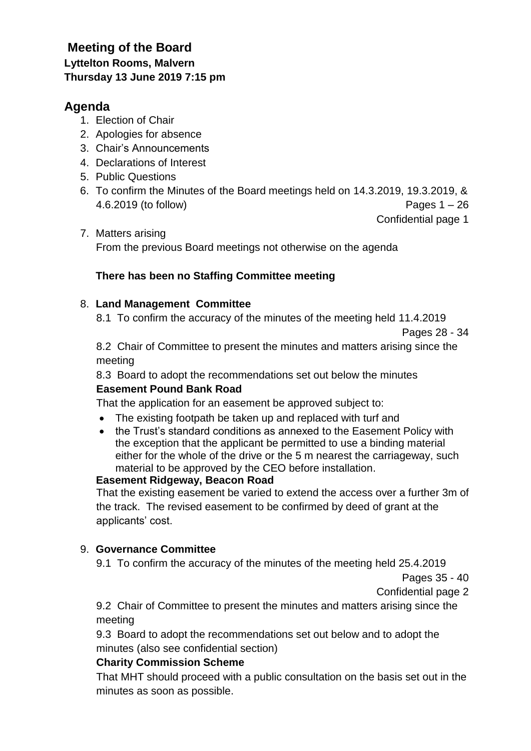# Meeting of the Board

**Lyttelton Rooms, Malvern**
**Thursday 13 June 2019 7:15 pm**

## Agenda

1. Election of Chair
2. Apologies for absence
3. Chair's Announcements
4. Declarations of Interest
5. Public Questions
6. To confirm the Minutes of the Board meetings held on 14.3.2019, 19.3.2019, & 4.6.2019 (to follow) Pages 1 – 26
   Confidential page 1
7. Matters arising
   From the previous Board meetings not otherwise on the agenda

   **There has been no Staffing Committee meeting**

8. **Land Management Committee**

   8.1 To confirm the accuracy of the minutes of the meeting held 11.4.2019
   Pages 28 - 34

   8.2 Chair of Committee to present the minutes and matters arising since the meeting

   8.3 Board to adopt the recommendations set out below the minutes

   **Easement Pound Bank Road**

   That the application for an easement be approved subject to:

   - The existing footpath be taken up and replaced with turf and
   - the Trust's standard conditions as annexed to the Easement Policy with the exception that the applicant be permitted to use a binding material either for the whole of the drive or the 5 m nearest the carriageway, such material to be approved by the CEO before installation.

   **Easement Ridgeway, Beacon Road**

   That the existing easement be varied to extend the access over a further 3m of the track. The revised easement to be confirmed by deed of grant at the applicants' cost.

9. **Governance Committee**

   9.1 To confirm the accuracy of the minutes of the meeting held 25.4.2019
   Pages 35 - 40
   Confidential page 2

   9.2 Chair of Committee to present the minutes and matters arising since the meeting

   9.3 Board to adopt the recommendations set out below and to adopt the minutes (also see confidential section)

   **Charity Commission Scheme**

   That MHT should proceed with a public consultation on the basis set out in the minutes as soon as possible.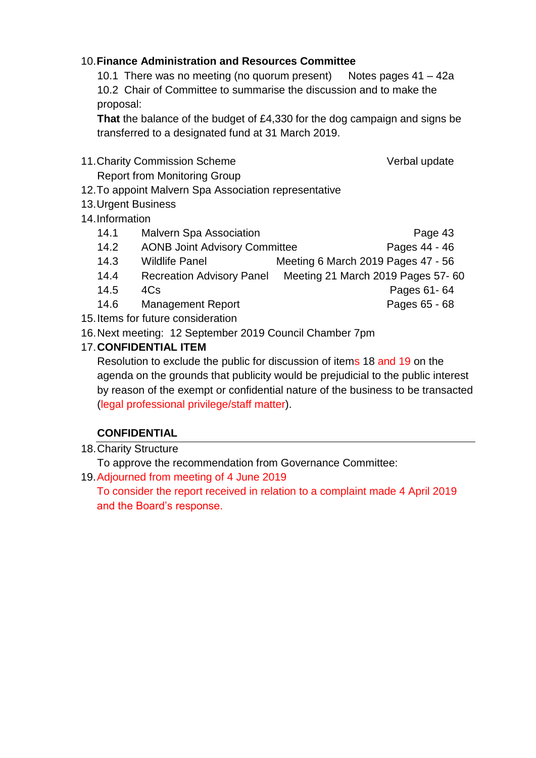10. **Finance Administration and Resources Committee**

    10.1 There was no meeting (no quorum present) Notes pages 41 – 42a

    10.2 Chair of Committee to summarise the discussion and to make the proposal:

    **That** the balance of the budget of £4,330 for the dog campaign and signs be transferred to a designated fund at 31 March 2019.

11. Charity Commission Scheme — Verbal update

    Report from Monitoring Group

12. To appoint Malvern Spa Association representative
13. Urgent Business
14. Information

| | | |
|---|---|---|
| 14.1 | Malvern Spa Association | Page 43 |
| 14.2 | AONB Joint Advisory Committee | Pages 44 - 46 |
| 14.3 | Wildlife Panel | Meeting 6 March 2019 Pages 47 - 56 |
| 14.4 | Recreation Advisory Panel | Meeting 21 March 2019 Pages 57- 60 |
| 14.5 | 4Cs | Pages 61- 64 |
| 14.6 | Management Report | Pages 65 - 68 |

15. Items for future consideration
16. Next meeting: 12 September 2019 Council Chamber 7pm
17. **CONFIDENTIAL ITEM**

    Resolution to exclude the public for discussion of items 18 and 19 on the agenda on the grounds that publicity would be prejudicial to the public interest by reason of the exempt or confidential nature of the business to be transacted (legal professional privilege/staff matter).

**CONFIDENTIAL**

18. Charity Structure

    To approve the recommendation from Governance Committee:

19. Adjourned from meeting of 4 June 2019

    To consider the report received in relation to a complaint made 4 April 2019 and the Board's response.